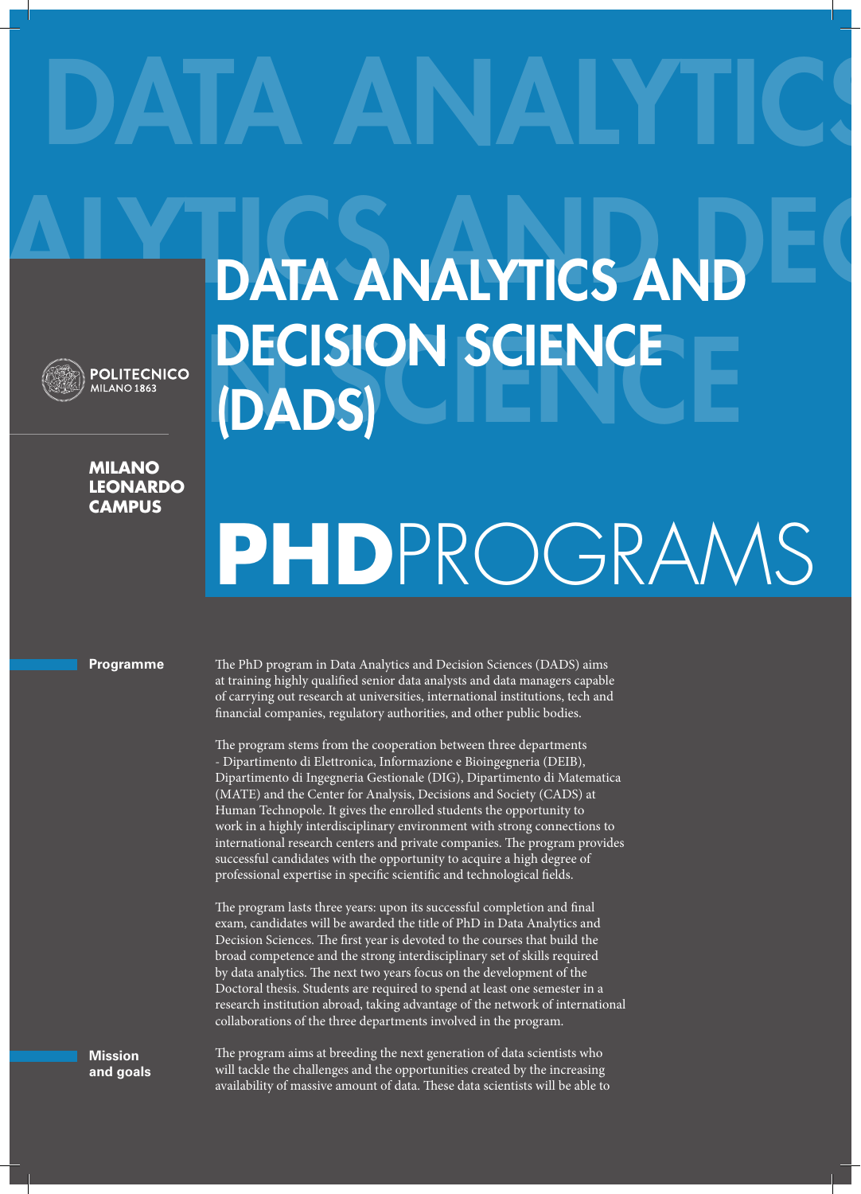POLITECNICO MILANO 1863

**MILANO LEONARDO CAMPUS**

# DATA ANALYTICS AND DECISION SCIENCE (DADS)

# PHD PROGRAMS

## Programme

The PhD program in Data Analytics and Decision Sciences (DADS) aims at training highly qualified senior data analysts and data managers capable of carrying out research at universities, international institutions, tech and financial companies, regulatory authorities, and other public bodies.

The program stems from the cooperation between three departments - Dipartimento di Elettronica, Informazione e Bioingegneria (DEIB), Dipartimento di Ingegneria Gestionale (DIG), Dipartimento di Matematica (MATE) and the Center for Analysis, Decisions and Society (CADS) at Human Technopole. It gives the enrolled students the opportunity to work in a highly interdisciplinary environment with strong connections to international research centers and private companies. The program provides successful candidates with the opportunity to acquire a high degree of professional expertise in specific scientific and technological fields.

The program lasts three years: upon its successful completion and final exam, candidates will be awarded the title of PhD in Data Analytics and Decision Sciences. The first year is devoted to the courses that build the broad competence and the strong interdisciplinary set of skills required by data analytics. The next two years focus on the development of the Doctoral thesis. Students are required to spend at least one semester in a research institution abroad, taking advantage of the network of international collaborations of the three departments involved in the program.

## Mission and goals

The program aims at breeding the next generation of data scientists who will tackle the challenges and the opportunities created by the increasing availability of massive amount of data. These data scientists will be able to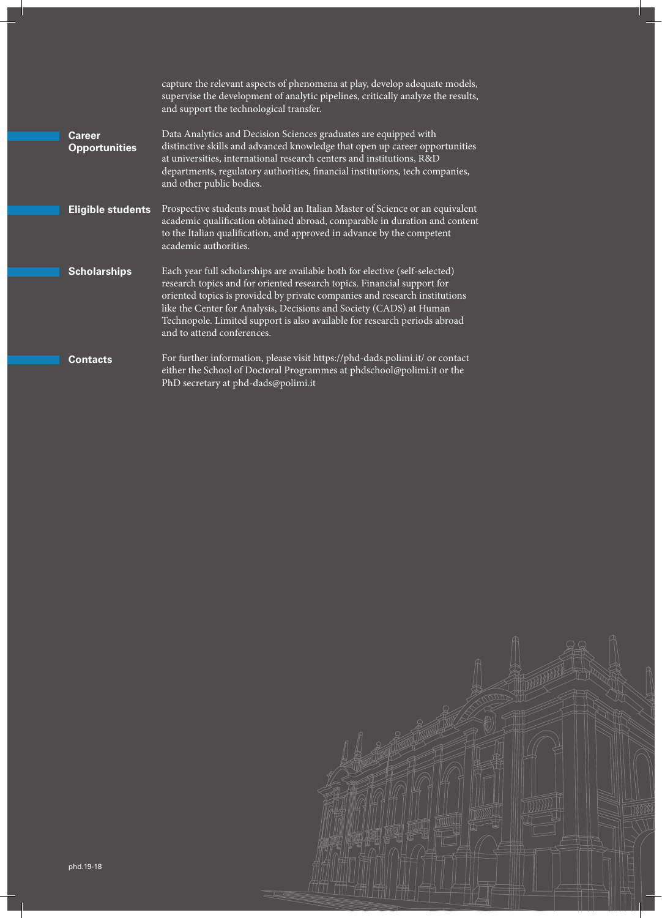capture the relevant aspects of phenomena at play, develop adequate models, supervise the development of analytic pipelines, critically analyze the results, and support the technological transfer.

## Career Opportunities

Data Analytics and Decision Sciences graduates are equipped with distinctive skills and advanced knowledge that open up career opportunities at universities, international research centers and institutions, R&D departments, regulatory authorities, financial institutions, tech companies, and other public bodies.

## Eligible students

Prospective students must hold an Italian Master of Science or an equivalent academic qualification obtained abroad, comparable in duration and content to the Italian qualification, and approved in advance by the competent academic authorities.

## Scholarships

Each year full scholarships are available both for elective (self-selected) research topics and for oriented research topics. Financial support for oriented topics is provided by private companies and research institutions like the Center for Analysis, Decisions and Society (CADS) at Human Technopole. Limited support is also available for research periods abroad and to attend conferences.

## Contacts

For further information, please visit https://phd-dads.polimi.it/ or contact either the School of Doctoral Programmes at phdschool@polimi.it or the PhD secretary at phd-dads@polimi.it

phd.19-18